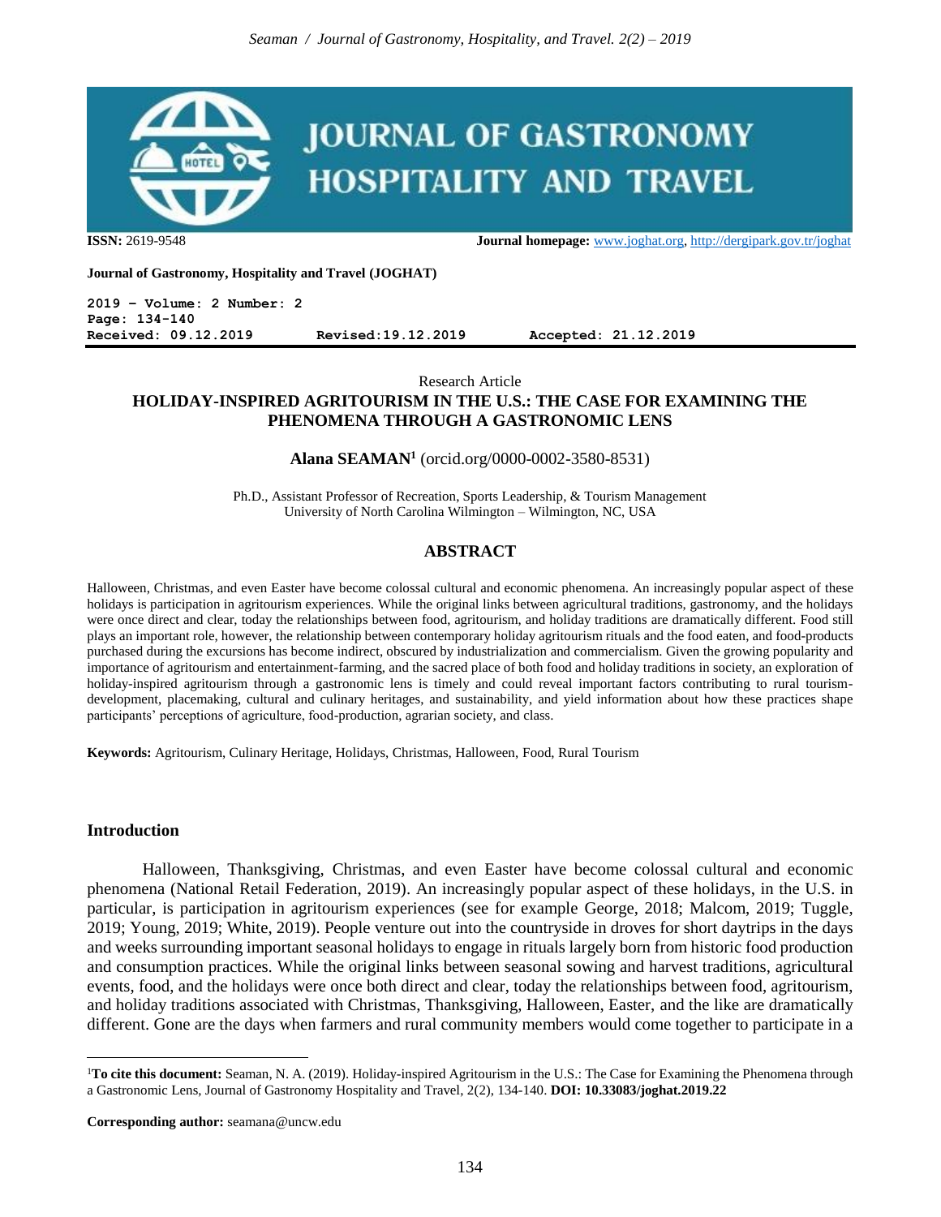**ISSN:** 2619-9548 **Journal homepage:** www.joghat.org, http://dergipark.gov.tr/joghat

**Journal of Gastronomy, Hospitality and Travel (JOGHAT)**

**2019 – Volume: 2 Number: 2**
**Page: 134-140**
**Received: 09.12.2019 Revised:19.12.2019 Accepted: 21.12.2019**

Research Article

# HOLIDAY-INSPIRED AGRITOURISM IN THE U.S.: THE CASE FOR EXAMINING THE PHENOMENA THROUGH A GASTRONOMIC LENS

**Alana SEAMAN**[1] (orcid.org/0000-0002-3580-8531)

Ph.D., Assistant Professor of Recreation, Sports Leadership, & Tourism Management
University of North Carolina Wilmington – Wilmington, NC, USA

## ABSTRACT

Halloween, Christmas, and even Easter have become colossal cultural and economic phenomena. An increasingly popular aspect of these holidays is participation in agritourism experiences. While the original links between agricultural traditions, gastronomy, and the holidays were once direct and clear, today the relationships between food, agritourism, and holiday traditions are dramatically different. Food still plays an important role, however, the relationship between contemporary holiday agritourism rituals and the food eaten, and food-products purchased during the excursions has become indirect, obscured by industrialization and commercialism. Given the growing popularity and importance of agritourism and entertainment-farming, and the sacred place of both food and holiday traditions in society, an exploration of holiday-inspired agritourism through a gastronomic lens is timely and could reveal important factors contributing to rural tourism-development, placemaking, cultural and culinary heritages, and sustainability, and yield information about how these practices shape participants' perceptions of agriculture, food-production, agrarian society, and class.

**Keywords:** Agritourism, Culinary Heritage, Holidays, Christmas, Halloween, Food, Rural Tourism

## Introduction

Halloween, Thanksgiving, Christmas, and even Easter have become colossal cultural and economic phenomena (National Retail Federation, 2019). An increasingly popular aspect of these holidays, in the U.S. in particular, is participation in agritourism experiences (see for example George, 2018; Malcom, 2019; Tuggle, 2019; Young, 2019; White, 2019). People venture out into the countryside in droves for short daytrips in the days and weeks surrounding important seasonal holidays to engage in rituals largely born from historic food production and consumption practices. While the original links between seasonal sowing and harvest traditions, agricultural events, food, and the holidays were once both direct and clear, today the relationships between food, agritourism, and holiday traditions associated with Christmas, Thanksgiving, Halloween, Easter, and the like are dramatically different. Gone are the days when farmers and rural community members would come together to participate in a

---

[1] **To cite this document:** Seaman, N. A. (2019). Holiday-inspired Agritourism in the U.S.: The Case for Examining the Phenomena through a Gastronomic Lens, Journal of Gastronomy Hospitality and Travel, 2(2), 134-140. **DOI: 10.33083/joghat.2019.22**

**Corresponding author:** seamana@uncw.edu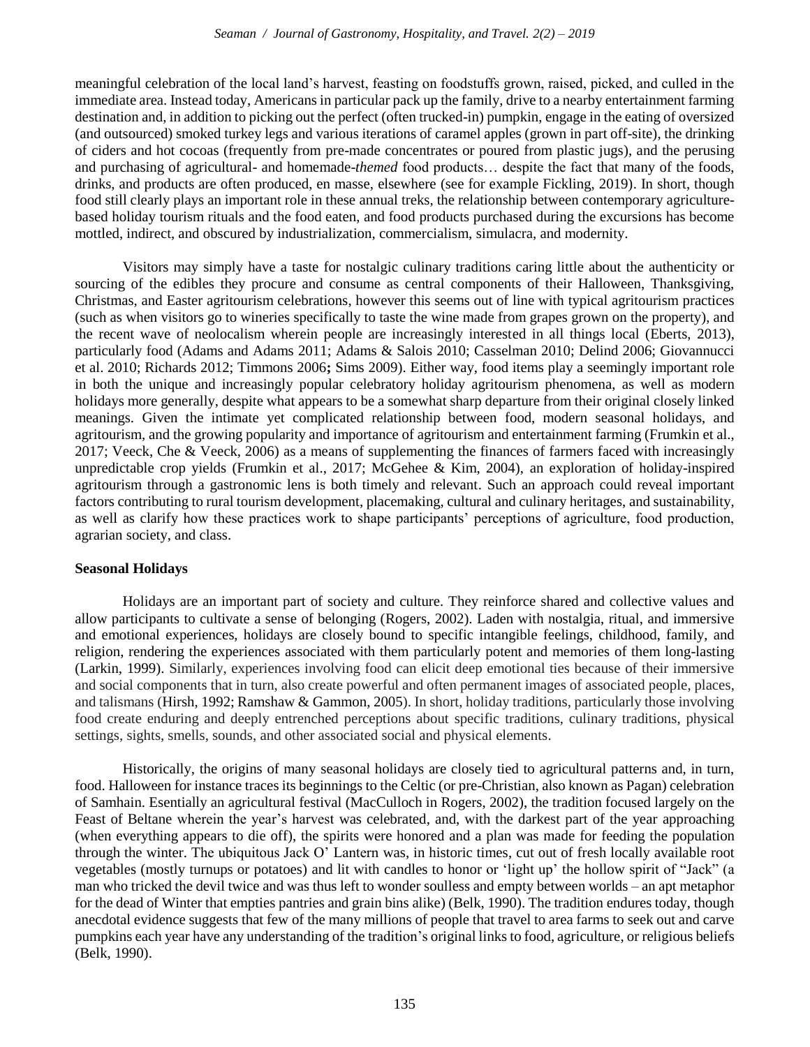meaningful celebration of the local land's harvest, feasting on foodstuffs grown, raised, picked, and culled in the immediate area. Instead today, Americans in particular pack up the family, drive to a nearby entertainment farming destination and, in addition to picking out the perfect (often trucked-in) pumpkin, engage in the eating of oversized (and outsourced) smoked turkey legs and various iterations of caramel apples (grown in part off-site), the drinking of ciders and hot cocoas (frequently from pre-made concentrates or poured from plastic jugs), and the perusing and purchasing of agricultural- and homemade-*themed* food products… despite the fact that many of the foods, drinks, and products are often produced, en masse, elsewhere (see for example Fickling, 2019). In short, though food still clearly plays an important role in these annual treks, the relationship between contemporary agriculture-based holiday tourism rituals and the food eaten, and food products purchased during the excursions has become mottled, indirect, and obscured by industrialization, commercialism, simulacra, and modernity.

Visitors may simply have a taste for nostalgic culinary traditions caring little about the authenticity or sourcing of the edibles they procure and consume as central components of their Halloween, Thanksgiving, Christmas, and Easter agritourism celebrations, however this seems out of line with typical agritourism practices (such as when visitors go to wineries specifically to taste the wine made from grapes grown on the property), and the recent wave of neolocalism wherein people are increasingly interested in all things local (Eberts, 2013), particularly food (Adams and Adams 2011; Adams & Salois 2010; Casselman 2010; Delind 2006; Giovannucci et al. 2010; Richards 2012; Timmons 2006**;** Sims 2009). Either way, food items play a seemingly important role in both the unique and increasingly popular celebratory holiday agritourism phenomena, as well as modern holidays more generally, despite what appears to be a somewhat sharp departure from their original closely linked meanings. Given the intimate yet complicated relationship between food, modern seasonal holidays, and agritourism, and the growing popularity and importance of agritourism and entertainment farming (Frumkin et al., 2017; Veeck, Che & Veeck, 2006) as a means of supplementing the finances of farmers faced with increasingly unpredictable crop yields (Frumkin et al., 2017; McGehee & Kim, 2004), an exploration of holiday-inspired agritourism through a gastronomic lens is both timely and relevant. Such an approach could reveal important factors contributing to rural tourism development, placemaking, cultural and culinary heritages, and sustainability, as well as clarify how these practices work to shape participants' perceptions of agriculture, food production, agrarian society, and class.

**Seasonal Holidays**

Holidays are an important part of society and culture. They reinforce shared and collective values and allow participants to cultivate a sense of belonging (Rogers, 2002). Laden with nostalgia, ritual, and immersive and emotional experiences, holidays are closely bound to specific intangible feelings, childhood, family, and religion, rendering the experiences associated with them particularly potent and memories of them long-lasting (Larkin, 1999). Similarly, experiences involving food can elicit deep emotional ties because of their immersive and social components that in turn, also create powerful and often permanent images of associated people, places, and talismans (Hirsh, 1992; Ramshaw & Gammon, 2005). In short, holiday traditions, particularly those involving food create enduring and deeply entrenched perceptions about specific traditions, culinary traditions, physical settings, sights, smells, sounds, and other associated social and physical elements.

Historically, the origins of many seasonal holidays are closely tied to agricultural patterns and, in turn, food. Halloween for instance traces its beginnings to the Celtic (or pre-Christian, also known as Pagan) celebration of Samhain. Esentially an agricultural festival (MacCulloch in Rogers, 2002), the tradition focused largely on the Feast of Beltane wherein the year's harvest was celebrated, and, with the darkest part of the year approaching (when everything appears to die off), the spirits were honored and a plan was made for feeding the population through the winter. The ubiquitous Jack O' Lantern was, in historic times, cut out of fresh locally available root vegetables (mostly turnups or potatoes) and lit with candles to honor or 'light up' the hollow spirit of "Jack" (a man who tricked the devil twice and was thus left to wonder soulless and empty between worlds – an apt metaphor for the dead of Winter that empties pantries and grain bins alike) (Belk, 1990). The tradition endures today, though anecdotal evidence suggests that few of the many millions of people that travel to area farms to seek out and carve pumpkins each year have any understanding of the tradition's original links to food, agriculture, or religious beliefs (Belk, 1990).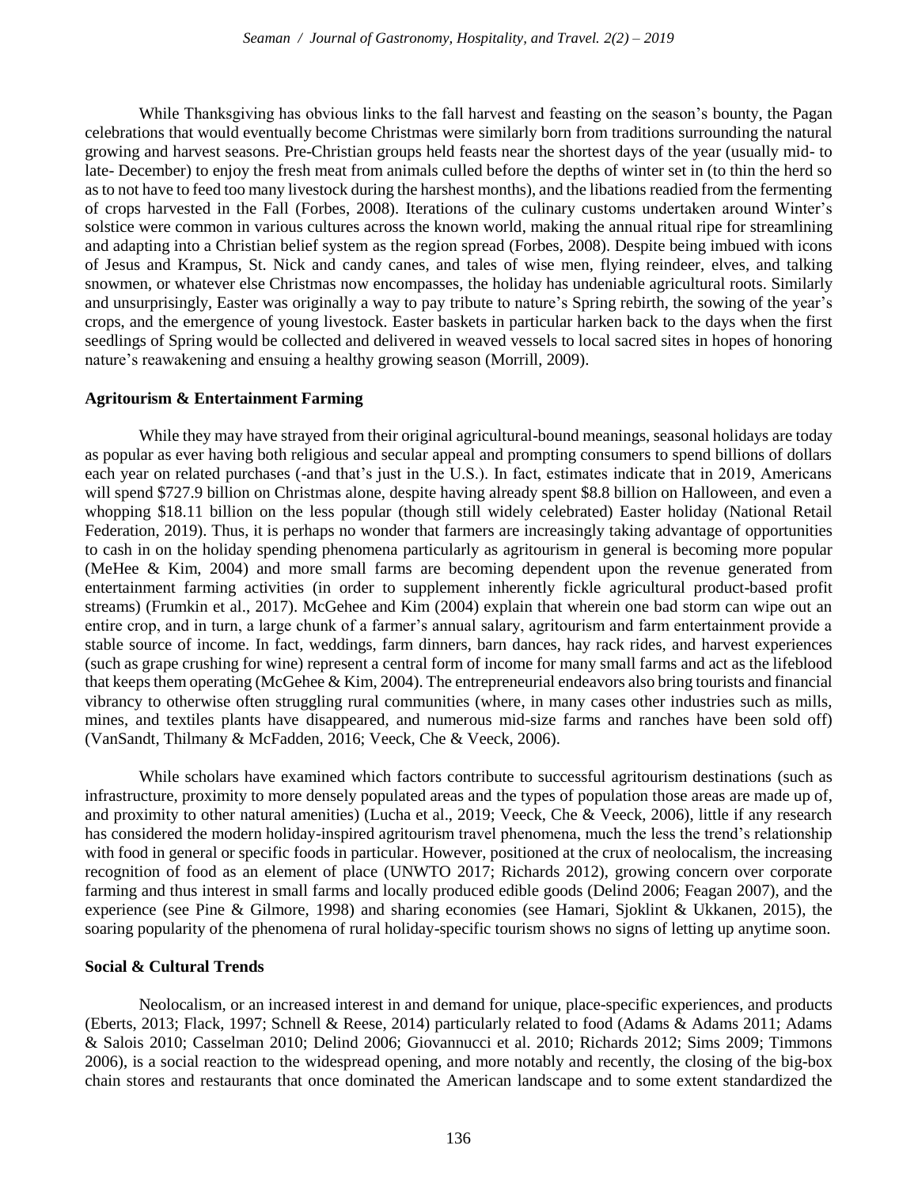While Thanksgiving has obvious links to the fall harvest and feasting on the season's bounty, the Pagan celebrations that would eventually become Christmas were similarly born from traditions surrounding the natural growing and harvest seasons. Pre-Christian groups held feasts near the shortest days of the year (usually mid- to late- December) to enjoy the fresh meat from animals culled before the depths of winter set in (to thin the herd so as to not have to feed too many livestock during the harshest months), and the libations readied from the fermenting of crops harvested in the Fall (Forbes, 2008). Iterations of the culinary customs undertaken around Winter's solstice were common in various cultures across the known world, making the annual ritual ripe for streamlining and adapting into a Christian belief system as the region spread (Forbes, 2008). Despite being imbued with icons of Jesus and Krampus, St. Nick and candy canes, and tales of wise men, flying reindeer, elves, and talking snowmen, or whatever else Christmas now encompasses, the holiday has undeniable agricultural roots. Similarly and unsurprisingly, Easter was originally a way to pay tribute to nature's Spring rebirth, the sowing of the year's crops, and the emergence of young livestock. Easter baskets in particular harken back to the days when the first seedlings of Spring would be collected and delivered in weaved vessels to local sacred sites in hopes of honoring nature's reawakening and ensuing a healthy growing season (Morrill, 2009).

**Agritourism & Entertainment Farming**

While they may have strayed from their original agricultural-bound meanings, seasonal holidays are today as popular as ever having both religious and secular appeal and prompting consumers to spend billions of dollars each year on related purchases (-and that's just in the U.S.). In fact, estimates indicate that in 2019, Americans will spend $727.9 billion on Christmas alone, despite having already spent $8.8 billion on Halloween, and even a whopping $18.11 billion on the less popular (though still widely celebrated) Easter holiday (National Retail Federation, 2019). Thus, it is perhaps no wonder that farmers are increasingly taking advantage of opportunities to cash in on the holiday spending phenomena particularly as agritourism in general is becoming more popular (MeHee & Kim, 2004) and more small farms are becoming dependent upon the revenue generated from entertainment farming activities (in order to supplement inherently fickle agricultural product-based profit streams) (Frumkin et al., 2017). McGehee and Kim (2004) explain that wherein one bad storm can wipe out an entire crop, and in turn, a large chunk of a farmer's annual salary, agritourism and farm entertainment provide a stable source of income. In fact, weddings, farm dinners, barn dances, hay rack rides, and harvest experiences (such as grape crushing for wine) represent a central form of income for many small farms and act as the lifeblood that keeps them operating (McGehee & Kim, 2004). The entrepreneurial endeavors also bring tourists and financial vibrancy to otherwise often struggling rural communities (where, in many cases other industries such as mills, mines, and textiles plants have disappeared, and numerous mid-size farms and ranches have been sold off) (VanSandt, Thilmany & McFadden, 2016; Veeck, Che & Veeck, 2006).

While scholars have examined which factors contribute to successful agritourism destinations (such as infrastructure, proximity to more densely populated areas and the types of population those areas are made up of, and proximity to other natural amenities) (Lucha et al., 2019; Veeck, Che & Veeck, 2006), little if any research has considered the modern holiday-inspired agritourism travel phenomena, much the less the trend's relationship with food in general or specific foods in particular. However, positioned at the crux of neolocalism, the increasing recognition of food as an element of place (UNWTO 2017; Richards 2012), growing concern over corporate farming and thus interest in small farms and locally produced edible goods (Delind 2006; Feagan 2007), and the experience (see Pine & Gilmore, 1998) and sharing economies (see Hamari, Sjoklint & Ukkanen, 2015), the soaring popularity of the phenomena of rural holiday-specific tourism shows no signs of letting up anytime soon.

**Social & Cultural Trends**

Neolocalism, or an increased interest in and demand for unique, place-specific experiences, and products (Eberts, 2013; Flack, 1997; Schnell & Reese, 2014) particularly related to food (Adams & Adams 2011; Adams & Salois 2010; Casselman 2010; Delind 2006; Giovannucci et al. 2010; Richards 2012; Sims 2009; Timmons 2006), is a social reaction to the widespread opening, and more notably and recently, the closing of the big-box chain stores and restaurants that once dominated the American landscape and to some extent standardized the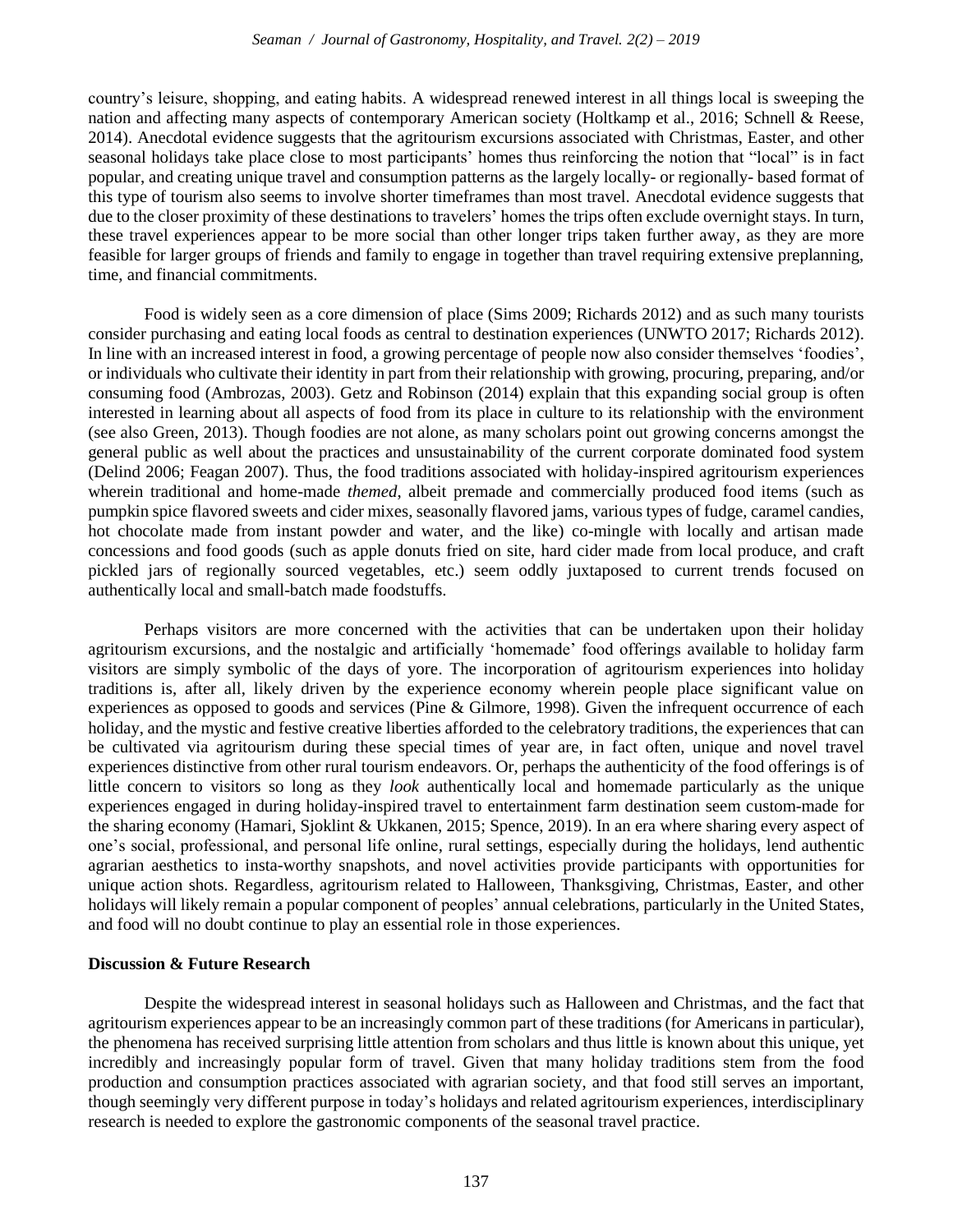country's leisure, shopping, and eating habits. A widespread renewed interest in all things local is sweeping the nation and affecting many aspects of contemporary American society (Holtkamp et al., 2016; Schnell & Reese, 2014). Anecdotal evidence suggests that the agritourism excursions associated with Christmas, Easter, and other seasonal holidays take place close to most participants' homes thus reinforcing the notion that "local" is in fact popular, and creating unique travel and consumption patterns as the largely locally- or regionally- based format of this type of tourism also seems to involve shorter timeframes than most travel. Anecdotal evidence suggests that due to the closer proximity of these destinations to travelers' homes the trips often exclude overnight stays. In turn, these travel experiences appear to be more social than other longer trips taken further away, as they are more feasible for larger groups of friends and family to engage in together than travel requiring extensive preplanning, time, and financial commitments.

Food is widely seen as a core dimension of place (Sims 2009; Richards 2012) and as such many tourists consider purchasing and eating local foods as central to destination experiences (UNWTO 2017; Richards 2012). In line with an increased interest in food, a growing percentage of people now also consider themselves 'foodies', or individuals who cultivate their identity in part from their relationship with growing, procuring, preparing, and/or consuming food (Ambrozas, 2003). Getz and Robinson (2014) explain that this expanding social group is often interested in learning about all aspects of food from its place in culture to its relationship with the environment (see also Green, 2013). Though foodies are not alone, as many scholars point out growing concerns amongst the general public as well about the practices and unsustainability of the current corporate dominated food system (Delind 2006; Feagan 2007). Thus, the food traditions associated with holiday-inspired agritourism experiences wherein traditional and home-made *themed*, albeit premade and commercially produced food items (such as pumpkin spice flavored sweets and cider mixes, seasonally flavored jams, various types of fudge, caramel candies, hot chocolate made from instant powder and water, and the like) co-mingle with locally and artisan made concessions and food goods (such as apple donuts fried on site, hard cider made from local produce, and craft pickled jars of regionally sourced vegetables, etc.) seem oddly juxtaposed to current trends focused on authentically local and small-batch made foodstuffs.

Perhaps visitors are more concerned with the activities that can be undertaken upon their holiday agritourism excursions, and the nostalgic and artificially 'homemade' food offerings available to holiday farm visitors are simply symbolic of the days of yore. The incorporation of agritourism experiences into holiday traditions is, after all, likely driven by the experience economy wherein people place significant value on experiences as opposed to goods and services (Pine & Gilmore, 1998). Given the infrequent occurrence of each holiday, and the mystic and festive creative liberties afforded to the celebratory traditions, the experiences that can be cultivated via agritourism during these special times of year are, in fact often, unique and novel travel experiences distinctive from other rural tourism endeavors. Or, perhaps the authenticity of the food offerings is of little concern to visitors so long as they *look* authentically local and homemade particularly as the unique experiences engaged in during holiday-inspired travel to entertainment farm destination seem custom-made for the sharing economy (Hamari, Sjoklint & Ukkanen, 2015; Spence, 2019). In an era where sharing every aspect of one's social, professional, and personal life online, rural settings, especially during the holidays, lend authentic agrarian aesthetics to insta-worthy snapshots, and novel activities provide participants with opportunities for unique action shots. Regardless, agritourism related to Halloween, Thanksgiving, Christmas, Easter, and other holidays will likely remain a popular component of peoples' annual celebrations, particularly in the United States, and food will no doubt continue to play an essential role in those experiences.

## Discussion & Future Research

Despite the widespread interest in seasonal holidays such as Halloween and Christmas, and the fact that agritourism experiences appear to be an increasingly common part of these traditions (for Americans in particular), the phenomena has received surprising little attention from scholars and thus little is known about this unique, yet incredibly and increasingly popular form of travel. Given that many holiday traditions stem from the food production and consumption practices associated with agrarian society, and that food still serves an important, though seemingly very different purpose in today's holidays and related agritourism experiences, interdisciplinary research is needed to explore the gastronomic components of the seasonal travel practice.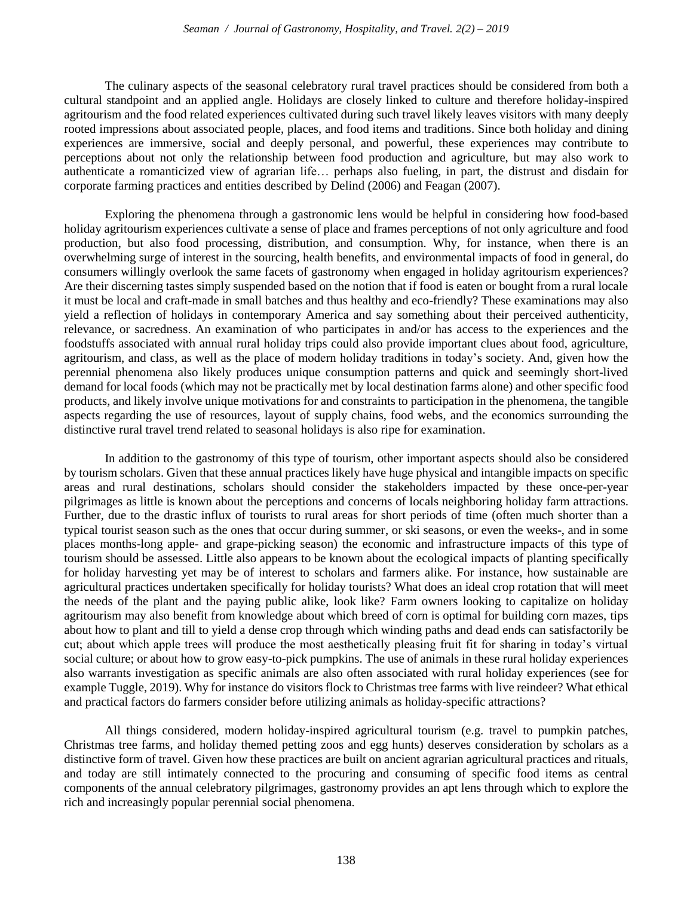The culinary aspects of the seasonal celebratory rural travel practices should be considered from both a cultural standpoint and an applied angle. Holidays are closely linked to culture and therefore holiday-inspired agritourism and the food related experiences cultivated during such travel likely leaves visitors with many deeply rooted impressions about associated people, places, and food items and traditions. Since both holiday and dining experiences are immersive, social and deeply personal, and powerful, these experiences may contribute to perceptions about not only the relationship between food production and agriculture, but may also work to authenticate a romanticized view of agrarian life… perhaps also fueling, in part, the distrust and disdain for corporate farming practices and entities described by Delind (2006) and Feagan (2007).

Exploring the phenomena through a gastronomic lens would be helpful in considering how food-based holiday agritourism experiences cultivate a sense of place and frames perceptions of not only agriculture and food production, but also food processing, distribution, and consumption. Why, for instance, when there is an overwhelming surge of interest in the sourcing, health benefits, and environmental impacts of food in general, do consumers willingly overlook the same facets of gastronomy when engaged in holiday agritourism experiences? Are their discerning tastes simply suspended based on the notion that if food is eaten or bought from a rural locale it must be local and craft-made in small batches and thus healthy and eco-friendly? These examinations may also yield a reflection of holidays in contemporary America and say something about their perceived authenticity, relevance, or sacredness. An examination of who participates in and/or has access to the experiences and the foodstuffs associated with annual rural holiday trips could also provide important clues about food, agriculture, agritourism, and class, as well as the place of modern holiday traditions in today's society. And, given how the perennial phenomena also likely produces unique consumption patterns and quick and seemingly short-lived demand for local foods (which may not be practically met by local destination farms alone) and other specific food products, and likely involve unique motivations for and constraints to participation in the phenomena, the tangible aspects regarding the use of resources, layout of supply chains, food webs, and the economics surrounding the distinctive rural travel trend related to seasonal holidays is also ripe for examination.

In addition to the gastronomy of this type of tourism, other important aspects should also be considered by tourism scholars. Given that these annual practices likely have huge physical and intangible impacts on specific areas and rural destinations, scholars should consider the stakeholders impacted by these once-per-year pilgrimages as little is known about the perceptions and concerns of locals neighboring holiday farm attractions. Further, due to the drastic influx of tourists to rural areas for short periods of time (often much shorter than a typical tourist season such as the ones that occur during summer, or ski seasons, or even the weeks-, and in some places months-long apple- and grape-picking season) the economic and infrastructure impacts of this type of tourism should be assessed. Little also appears to be known about the ecological impacts of planting specifically for holiday harvesting yet may be of interest to scholars and farmers alike. For instance, how sustainable are agricultural practices undertaken specifically for holiday tourists? What does an ideal crop rotation that will meet the needs of the plant and the paying public alike, look like? Farm owners looking to capitalize on holiday agritourism may also benefit from knowledge about which breed of corn is optimal for building corn mazes, tips about how to plant and till to yield a dense crop through which winding paths and dead ends can satisfactorily be cut; about which apple trees will produce the most aesthetically pleasing fruit fit for sharing in today's virtual social culture; or about how to grow easy-to-pick pumpkins. The use of animals in these rural holiday experiences also warrants investigation as specific animals are also often associated with rural holiday experiences (see for example Tuggle, 2019). Why for instance do visitors flock to Christmas tree farms with live reindeer? What ethical and practical factors do farmers consider before utilizing animals as holiday-specific attractions?

All things considered, modern holiday-inspired agricultural tourism (e.g. travel to pumpkin patches, Christmas tree farms, and holiday themed petting zoos and egg hunts) deserves consideration by scholars as a distinctive form of travel. Given how these practices are built on ancient agrarian agricultural practices and rituals, and today are still intimately connected to the procuring and consuming of specific food items as central components of the annual celebratory pilgrimages, gastronomy provides an apt lens through which to explore the rich and increasingly popular perennial social phenomena.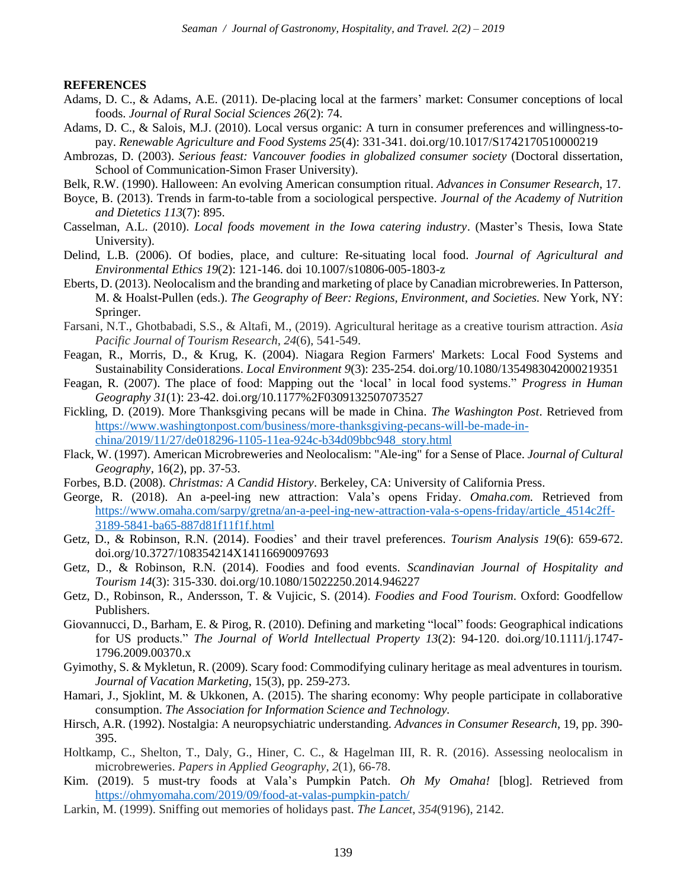**REFERENCES**

Adams, D. C., & Adams, A.E. (2011). De-placing local at the farmers' market: Consumer conceptions of local foods. *Journal of Rural Social Sciences 26*(2): 74.

Adams, D. C., & Salois, M.J. (2010). Local versus organic: A turn in consumer preferences and willingness-to-pay. *Renewable Agriculture and Food Systems 25*(4): 331-341. doi.org/10.1017/S1742170510000219

Ambrozas, D. (2003). *Serious feast: Vancouver foodies in globalized consumer society* (Doctoral dissertation, School of Communication-Simon Fraser University).

Belk, R.W. (1990). Halloween: An evolving American consumption ritual. *Advances in Consumer Research*, 17.

Boyce, B. (2013). Trends in farm-to-table from a sociological perspective. *Journal of the Academy of Nutrition and Dietetics 113*(7): 895.

Casselman, A.L. (2010). *Local foods movement in the Iowa catering industry*. (Master's Thesis, Iowa State University).

Delind, L.B. (2006). Of bodies, place, and culture: Re-situating local food. *Journal of Agricultural and Environmental Ethics 19*(2): 121-146. doi 10.1007/s10806-005-1803-z

Eberts, D. (2013). Neolocalism and the branding and marketing of place by Canadian microbreweries. In Patterson, M. & Hoalst-Pullen (eds.). *The Geography of Beer: Regions, Environment, and Societies.* New York, NY: Springer.

Farsani, N.T., Ghotbabadi, S.S., & Altafi, M., (2019). Agricultural heritage as a creative tourism attraction. *Asia Pacific Journal of Tourism Research*, *24*(6), 541-549.

Feagan, R., Morris, D., & Krug, K. (2004). Niagara Region Farmers' Markets: Local Food Systems and Sustainability Considerations. *Local Environment 9*(3): 235-254. doi.org/10.1080/1354983042000219351

Feagan, R. (2007). The place of food: Mapping out the 'local' in local food systems." *Progress in Human Geography 31*(1): 23-42. doi.org/10.1177%2F0309132507073527

Fickling, D. (2019). More Thanksgiving pecans will be made in China. *The Washington Post*. Retrieved from https://www.washingtonpost.com/business/more-thanksgiving-pecans-will-be-made-in-china/2019/11/27/de018296-1105-11ea-924c-b34d09bbc948_story.html

Flack, W. (1997). American Microbreweries and Neolocalism: "Ale-ing" for a Sense of Place. *Journal of Cultural Geography,* 16(2), pp. 37-53.

Forbes, B.D. (2008). *Christmas: A Candid History*. Berkeley, CA: University of California Press.

George, R. (2018). An a-peel-ing new attraction: Vala's opens Friday. *Omaha.com.* Retrieved from https://www.omaha.com/sarpy/gretna/an-a-peel-ing-new-attraction-vala-s-opens-friday/article_4514c2ff-3189-5841-ba65-887d81f11f1f.html

Getz, D., & Robinson, R.N. (2014). Foodies' and their travel preferences. *Tourism Analysis 19*(6): 659-672. doi.org/10.3727/108354214X14116690097693

Getz, D., & Robinson, R.N. (2014). Foodies and food events. *Scandinavian Journal of Hospitality and Tourism 14*(3): 315-330. doi.org/10.1080/15022250.2014.946227

Getz, D., Robinson, R., Andersson, T. & Vujicic, S. (2014). *Foodies and Food Tourism*. Oxford: Goodfellow Publishers.

Giovannucci, D., Barham, E. & Pirog, R. (2010). Defining and marketing "local" foods: Geographical indications for US products." *The Journal of World Intellectual Property 13*(2): 94-120. doi.org/10.1111/j.1747-1796.2009.00370.x

Gyimothy, S. & Mykletun, R. (2009). Scary food: Commodifying culinary heritage as meal adventures in tourism. *Journal of Vacation Marketing*, 15(3), pp. 259-273.

Hamari, J., Sjoklint, M. & Ukkonen, A. (2015). The sharing economy: Why people participate in collaborative consumption. *The Association for Information Science and Technology.*

Hirsch, A.R. (1992). Nostalgia: A neuropsychiatric understanding. *Advances in Consumer Research*, 19, pp. 390-395.

Holtkamp, C., Shelton, T., Daly, G., Hiner, C. C., & Hagelman III, R. R. (2016). Assessing neolocalism in microbreweries. *Papers in Applied Geography*, *2*(1), 66-78.

Kim. (2019). 5 must-try foods at Vala's Pumpkin Patch. *Oh My Omaha!* [blog]. Retrieved from https://ohmyomaha.com/2019/09/food-at-valas-pumpkin-patch/

Larkin, M. (1999). Sniffing out memories of holidays past. *The Lancet*, *354*(9196), 2142.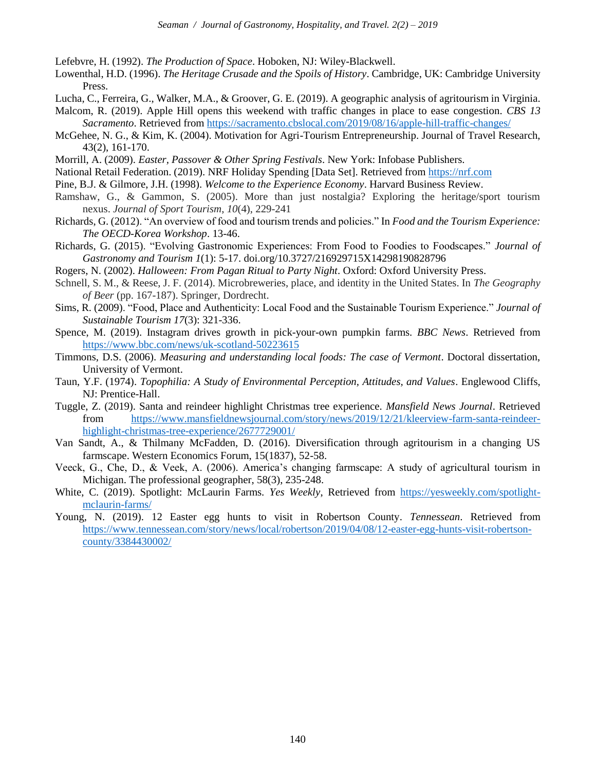Lefebvre, H. (1992). *The Production of Space*. Hoboken, NJ: Wiley-Blackwell.

Lowenthal, H.D. (1996). *The Heritage Crusade and the Spoils of History*. Cambridge, UK: Cambridge University Press.

Lucha, C., Ferreira, G., Walker, M.A., & Groover, G. E. (2019). A geographic analysis of agritourism in Virginia.

Malcom, R. (2019). Apple Hill opens this weekend with traffic changes in place to ease congestion. *CBS 13 Sacramento*. Retrieved from https://sacramento.cbslocal.com/2019/08/16/apple-hill-traffic-changes/

McGehee, N. G., & Kim, K. (2004). Motivation for Agri-Tourism Entrepreneurship. Journal of Travel Research, 43(2), 161-170.

Morrill, A. (2009). *Easter, Passover & Other Spring Festivals*. New York: Infobase Publishers.

National Retail Federation. (2019). NRF Holiday Spending [Data Set]. Retrieved from https://nrf.com

Pine, B.J. & Gilmore, J.H. (1998). *Welcome to the Experience Economy*. Harvard Business Review.

Ramshaw, G., & Gammon, S. (2005). More than just nostalgia? Exploring the heritage/sport tourism nexus. *Journal of Sport Tourism*, *10*(4), 229-241

Richards, G. (2012). "An overview of food and tourism trends and policies." In *Food and the Tourism Experience: The OECD-Korea Workshop*. 13-46.

Richards, G. (2015). "Evolving Gastronomic Experiences: From Food to Foodies to Foodscapes." *Journal of Gastronomy and Tourism 1*(1): 5-17. doi.org/10.3727/216929715X14298190828796

Rogers, N. (2002). *Halloween: From Pagan Ritual to Party Night*. Oxford: Oxford University Press.

Schnell, S. M., & Reese, J. F. (2014). Microbreweries, place, and identity in the United States. In *The Geography of Beer* (pp. 167-187). Springer, Dordrecht.

Sims, R. (2009). "Food, Place and Authenticity: Local Food and the Sustainable Tourism Experience." *Journal of Sustainable Tourism 17*(3): 321-336.

Spence, M. (2019). Instagram drives growth in pick-your-own pumpkin farms. *BBC News*. Retrieved from https://www.bbc.com/news/uk-scotland-50223615

Timmons, D.S. (2006). *Measuring and understanding local foods: The case of Vermont*. Doctoral dissertation, University of Vermont.

Taun, Y.F. (1974). *Topophilia: A Study of Environmental Perception, Attitudes, and Values*. Englewood Cliffs, NJ: Prentice-Hall.

Tuggle, Z. (2019). Santa and reindeer highlight Christmas tree experience. *Mansfield News Journal*. Retrieved from https://www.mansfieldnewsjournal.com/story/news/2019/12/21/kleerview-farm-santa-reindeer-highlight-christmas-tree-experience/2677729001/

Van Sandt, A., & Thilmany McFadden, D. (2016). Diversification through agritourism in a changing US farmscape. Western Economics Forum, 15(1837), 52-58.

Veeck, G., Che, D., & Veek, A. (2006). America's changing farmscape: A study of agricultural tourism in Michigan. The professional geographer, 58(3), 235-248.

White, C. (2019). Spotlight: McLaurin Farms. *Yes Weekly*, Retrieved from https://yesweekly.com/spotlight-mclaurin-farms/

Young, N. (2019). 12 Easter egg hunts to visit in Robertson County. *Tennessean*. Retrieved from https://www.tennessean.com/story/news/local/robertson/2019/04/08/12-easter-egg-hunts-visit-robertson-county/3384430002/